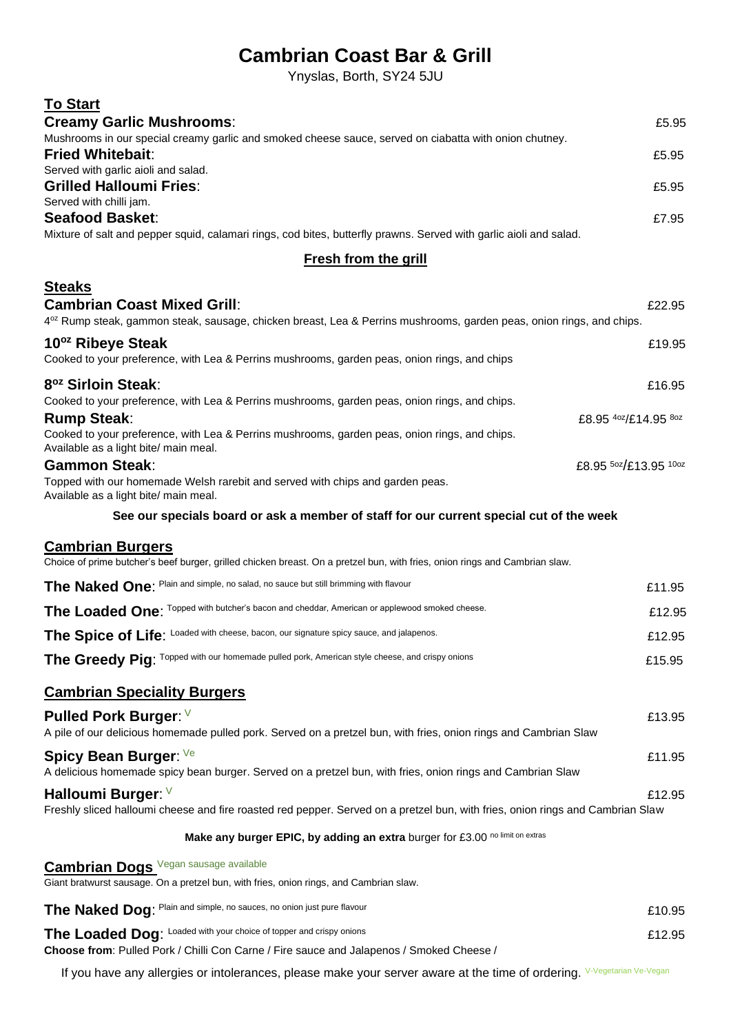# Cambrian Coast Bar & Grill

Ynyslas, Borth, SY24 5JU

## To Start

**Creamy Garlic Mushrooms**: £5.95
Mushrooms in our special creamy garlic and smoked cheese sauce, served on ciabatta with onion chutney.

**Fried Whitebait**: £5.95
Served with garlic aioli and salad.

**Grilled Halloumi Fries**: £5.95
Served with chilli jam.

**Seafood Basket**: £7.95
Mixture of salt and pepper squid, calamari rings, cod bites, butterfly prawns. Served with garlic aioli and salad.

## Fresh from the grill

### Steaks

**Cambrian Coast Mixed Grill**: £22.95
4oz Rump steak, gammon steak, sausage, chicken breast, Lea & Perrins mushrooms, garden peas, onion rings, and chips.

**10oz Ribeye Steak** £19.95
Cooked to your preference, with Lea & Perrins mushrooms, garden peas, onion rings, and chips

**8oz Sirloin Steak**: £16.95
Cooked to your preference, with Lea & Perrins mushrooms, garden peas, onion rings, and chips.

**Rump Steak**: £8.95 4oz/£14.95 8oz
Cooked to your preference, with Lea & Perrins mushrooms, garden peas, onion rings, and chips.
Available as a light bite/ main meal.

**Gammon Steak**: £8.95 5oz/£13.95 10oz
Topped with our homemade Welsh rarebit and served with chips and garden peas.
Available as a light bite/ main meal.

**See our specials board or ask a member of staff for our current special cut of the week**

### Cambrian Burgers

Choice of prime butcher's beef burger, grilled chicken breast. On a pretzel bun, with fries, onion rings and Cambrian slaw.

**The Naked One**: Plain and simple, no salad, no sauce but still brimming with flavour £11.95

**The Loaded One**: Topped with butcher's bacon and cheddar, American or applewood smoked cheese. £12.95

**The Spice of Life**: Loaded with cheese, bacon, our signature spicy sauce, and jalapenos. £12.95

**The Greedy Pig**: Topped with our homemade pulled pork, American style cheese, and crispy onions £15.95

### Cambrian Speciality Burgers

**Pulled Pork Burger**: V £13.95
A pile of our delicious homemade pulled pork. Served on a pretzel bun, with fries, onion rings and Cambrian Slaw

**Spicy Bean Burger**: Ve £11.95
A delicious homemade spicy bean burger. Served on a pretzel bun, with fries, onion rings and Cambrian Slaw

**Halloumi Burger**: V £12.95
Freshly sliced halloumi cheese and fire roasted red pepper. Served on a pretzel bun, with fries, onion rings and Cambrian Slaw

**Make any burger EPIC, by adding an extra** burger for £3.00 no limit on extras

### Cambrian Dogs Vegan sausage available

Giant bratwurst sausage. On a pretzel bun, with fries, onion rings, and Cambrian slaw.

**The Naked Dog**: Plain and simple, no sauces, no onion just pure flavour £10.95

**The Loaded Dog**: Loaded with your choice of topper and crispy onions £12.95
**Choose from**: Pulled Pork / Chilli Con Carne / Fire sauce and Jalapenos / Smoked Cheese /

If you have any allergies or intolerances, please make your server aware at the time of ordering. V-Vegetarian Ve-Vegan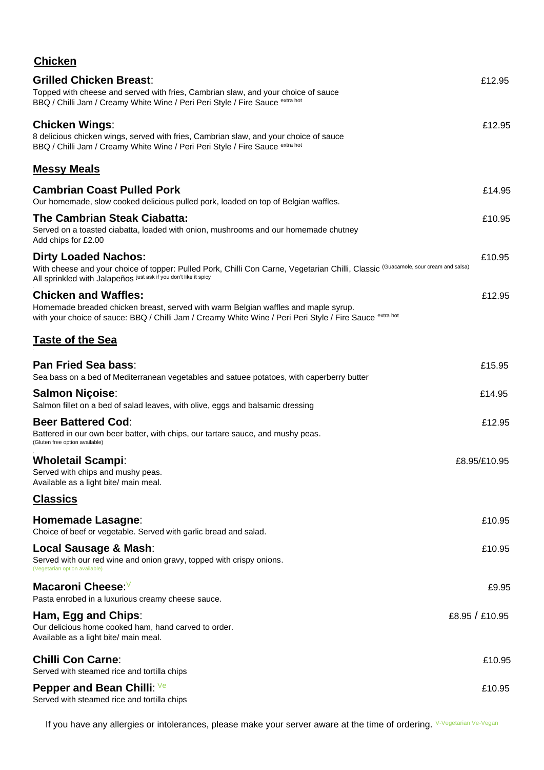## Chicken

**Grilled Chicken Breast**: £12.95
Topped with cheese and served with fries, Cambrian slaw, and your choice of sauce
BBQ / Chilli Jam / Creamy White Wine / Peri Peri Style / Fire Sauce extra hot

**Chicken Wings**: £12.95
8 delicious chicken wings, served with fries, Cambrian slaw, and your choice of sauce
BBQ / Chilli Jam / Creamy White Wine / Peri Peri Style / Fire Sauce extra hot

## Messy Meals

**Cambrian Coast Pulled Pork** £14.95
Our homemade, slow cooked delicious pulled pork, loaded on top of Belgian waffles.

**The Cambrian Steak Ciabatta:** £10.95
Served on a toasted ciabatta, loaded with onion, mushrooms and our homemade chutney
Add chips for £2.00

**Dirty Loaded Nachos:** £10.95
With cheese and your choice of topper: Pulled Pork, Chilli Con Carne, Vegetarian Chilli, Classic (Guacamole, sour cream and salsa)
All sprinkled with Jalapeños just ask if you don't like it spicy

**Chicken and Waffles:** £12.95
Homemade breaded chicken breast, served with warm Belgian waffles and maple syrup.
with your choice of sauce: BBQ / Chilli Jam / Creamy White Wine / Peri Peri Style / Fire Sauce extra hot

## Taste of the Sea

**Pan Fried Sea bass**: £15.95
Sea bass on a bed of Mediterranean vegetables and satuee potatoes, with caperberry butter

**Salmon Niçoise**: £14.95
Salmon fillet on a bed of salad leaves, with olive, eggs and balsamic dressing

**Beer Battered Cod**: £12.95
Battered in our own beer batter, with chips, our tartare sauce, and mushy peas.
(Gluten free option available)

**Wholetail Scampi**: £8.95/£10.95
Served with chips and mushy peas.
Available as a light bite/ main meal.

## Classics

**Homemade Lasagne**: £10.95
Choice of beef or vegetable. Served with garlic bread and salad.

**Local Sausage & Mash**: £10.95
Served with our red wine and onion gravy, topped with crispy onions.
(Vegetarian option available)

**Macaroni Cheese**: V £9.95
Pasta enrobed in a luxurious creamy cheese sauce.

**Ham, Egg and Chips**: £8.95 / £10.95
Our delicious home cooked ham, hand carved to order.
Available as a light bite/ main meal.

**Chilli Con Carne**: £10.95
Served with steamed rice and tortilla chips

**Pepper and Bean Chilli**: Ve £10.95
Served with steamed rice and tortilla chips

If you have any allergies or intolerances, please make your server aware at the time of ordering. V-Vegetarian Ve-Vegan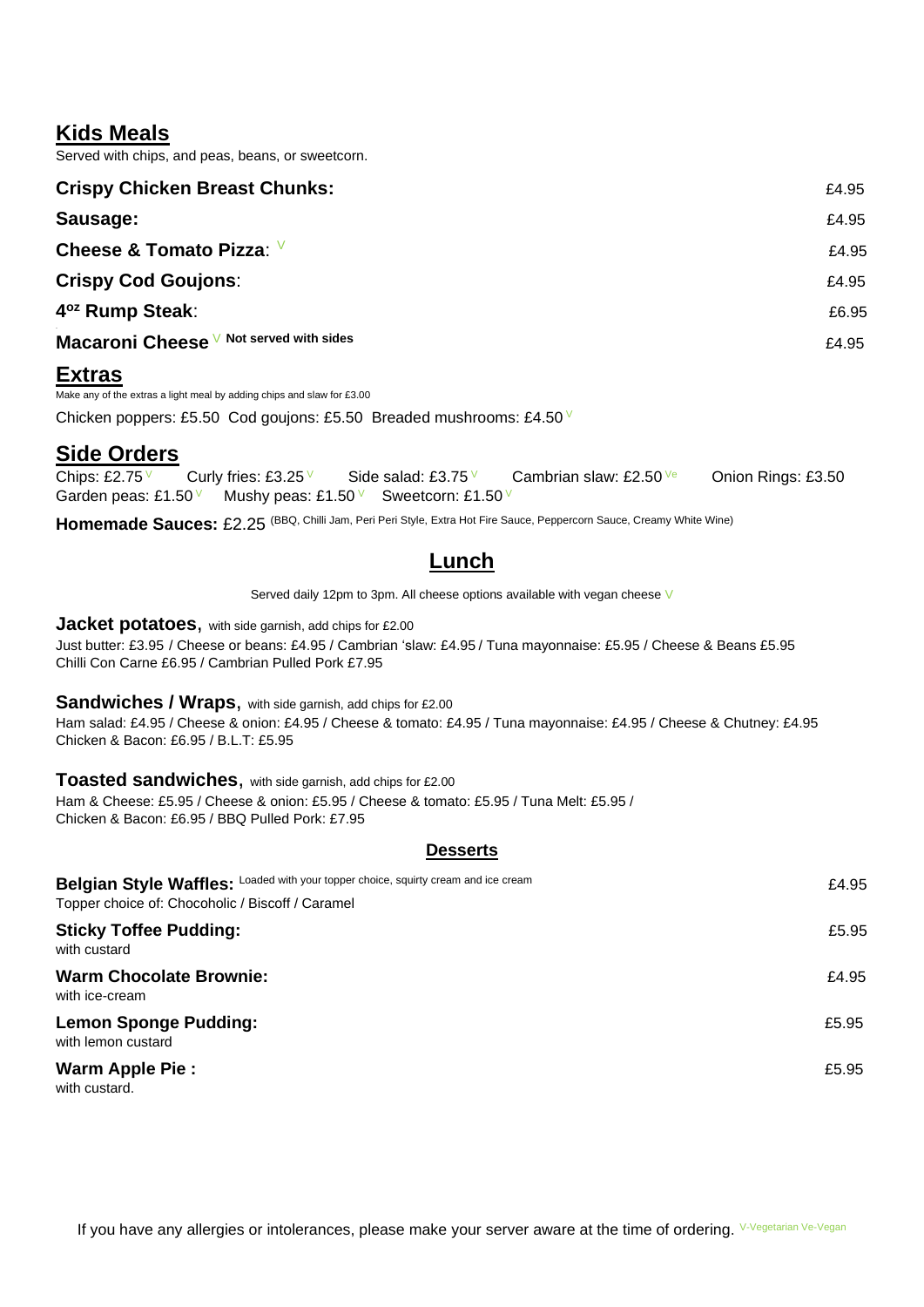## Kids Meals

Served with chips, and peas, beans, or sweetcorn.

| | |
|---|---|
| **Crispy Chicken Breast Chunks:** | £4.95 |
| **Sausage:** | £4.95 |
| **Cheese & Tomato Pizza**: V | £4.95 |
| **Crispy Cod Goujons**: | £4.95 |
| **4$^{oz}$ Rump Steak**: | £6.95 |
| **Macaroni Cheese** V **Not served with sides** | £4.95 |

## Extras

Make any of the extras a light meal by adding chips and slaw for £3.00

Chicken poppers: £5.50 Cod goujons: £5.50 Breaded mushrooms: £4.50 V

## Side Orders

Chips: £2.75 V Curly fries: £3.25 V Side salad: £3.75 V Cambrian slaw: £2.50 Ve Onion Rings: £3.50

Garden peas: £1.50 V Mushy peas: £1.50 V Sweetcorn: £1.50 V

**Homemade Sauces:** £2.25 (BBQ, Chilli Jam, Peri Peri Style, Extra Hot Fire Sauce, Peppercorn Sauce, Creamy White Wine)

## Lunch

Served daily 12pm to 3pm. All cheese options available with vegan cheese V

**Jacket potatoes,** with side garnish, add chips for £2.00

Just butter: £3.95 / Cheese or beans: £4.95 / Cambrian 'slaw: £4.95 / Tuna mayonnaise: £5.95 / Cheese & Beans £5.95
Chilli Con Carne £6.95 / Cambrian Pulled Pork £7.95

**Sandwiches / Wraps,** with side garnish, add chips for £2.00

Ham salad: £4.95 / Cheese & onion: £4.95 / Cheese & tomato: £4.95 / Tuna mayonnaise: £4.95 / Cheese & Chutney: £4.95
Chicken & Bacon: £6.95 / B.L.T: £5.95

**Toasted sandwiches,** with side garnish, add chips for £2.00

Ham & Cheese: £5.95 / Cheese & onion: £5.95 / Cheese & tomato: £5.95 / Tuna Melt: £5.95 /
Chicken & Bacon: £6.95 / BBQ Pulled Pork: £7.95

### Desserts

| | |
|---|---|
| **Belgian Style Waffles:** Loaded with your topper choice, squirty cream and ice cream<br>Topper choice of: Chocoholic / Biscoff / Caramel | £4.95 |
| **Sticky Toffee Pudding:**<br>with custard | £5.95 |
| **Warm Chocolate Brownie:**<br>with ice-cream | £4.95 |
| **Lemon Sponge Pudding:**<br>with lemon custard | £5.95 |
| **Warm Apple Pie :**<br>with custard. | £5.95 |

If you have any allergies or intolerances, please make your server aware at the time of ordering. V-Vegetarian Ve-Vegan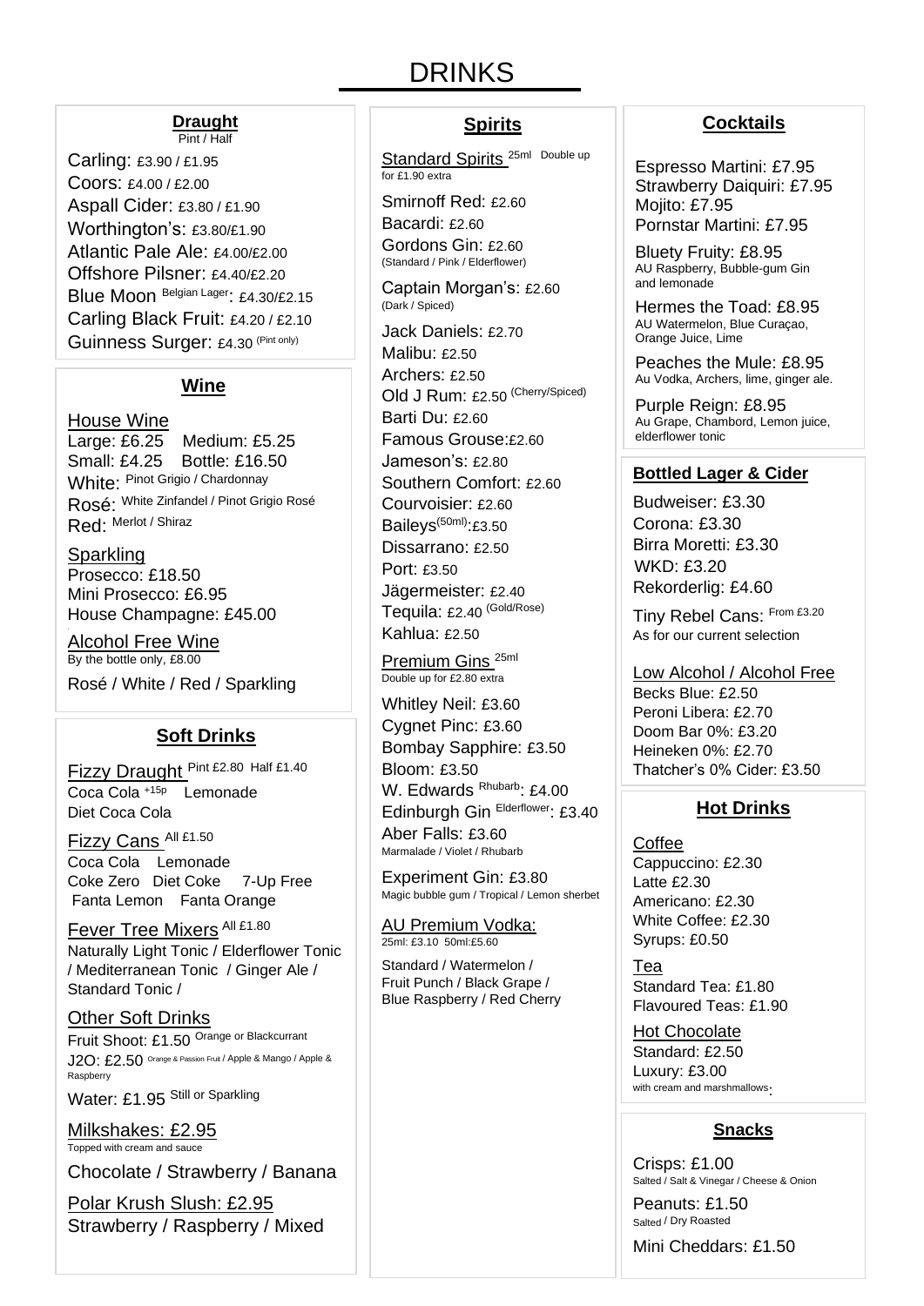# DRINKS

## Draught

Pint / Half

Carling: £3.90 / £1.95
Coors: £4.00 / £2.00
Aspall Cider: £3.80 / £1.90
Worthington's: £3.80/£1.90
Atlantic Pale Ale: £4.00/£2.00
Offshore Pilsner: £4.40/£2.20
Blue Moon Belgian Lager: £4.30/£2.15
Carling Black Fruit: £4.20 / £2.10
Guinness Surger: £4.30 (Pint only)

## Wine

House Wine
Large: £6.25 Medium: £5.25
Small: £4.25 Bottle: £16.50
White: Pinot Grigio / Chardonnay
Rosé: White Zinfandel / Pinot Grigio Rosé
Red: Merlot / Shiraz

Sparkling
Prosecco: £18.50
Mini Prosecco: £6.95
House Champagne: £45.00

Alcohol Free Wine
By the bottle only, £8.00

Rosé / White / Red / Sparkling

## Soft Drinks

Fizzy Draught Pint £2.80 Half £1.40
Coca Cola +15p Lemonade
Diet Coca Cola

Fizzy Cans All £1.50
Coca Cola Lemonade
Coke Zero Diet Coke 7-Up Free
Fanta Lemon Fanta Orange

Fever Tree Mixers All £1.80
Naturally Light Tonic / Elderflower Tonic / Mediterranean Tonic / Ginger Ale / Standard Tonic /

Other Soft Drinks
Fruit Shoot: £1.50 Orange or Blackcurrant
J2O: £2.50 Orange & Passion Fruit / Apple & Mango / Apple & Raspberry
Water: £1.95 Still or Sparkling

Milkshakes: £2.95
Topped with cream and sauce

Chocolate / Strawberry / Banana

Polar Krush Slush: £2.95
Strawberry / Raspberry / Mixed

## Spirits

Standard Spirits 25ml Double up for £1.90 extra

Smirnoff Red: £2.60
Bacardi: £2.60
Gordons Gin: £2.60
(Standard / Pink / Elderflower)

Captain Morgan's: £2.60
(Dark / Spiced)

Jack Daniels: £2.70
Malibu: £2.50
Archers: £2.50
Old J Rum: £2.50 (Cherry/Spiced)
Barti Du: £2.60
Famous Grouse: £2.60
Jameson's: £2.80
Southern Comfort: £2.60
Courvoisier: £2.60
Baileys (50ml): £3.50
Dissarrano: £2.50
Port: £3.50
Jägermeister: £2.40
Tequila: £2.40 (Gold/Rose)
Kahlua: £2.50

Premium Gins 25ml
Double up for £2.80 extra

Whitley Neil: £3.60
Cygnet Pinc: £3.60
Bombay Sapphire: £3.50
Bloom: £3.50
W. Edwards Rhubarb: £4.00
Edinburgh Gin Elderflower: £3.40
Aber Falls: £3.60
Marmalade / Violet / Rhubarb

Experiment Gin: £3.80
Magic bubble gum / Tropical / Lemon sherbet

AU Premium Vodka:
25ml: £3.10 50ml: £5.60

Standard / Watermelon / Fruit Punch / Black Grape / Blue Raspberry / Red Cherry

## Cocktails

Espresso Martini: £7.95
Strawberry Daiquiri: £7.95
Mojito: £7.95
Pornstar Martini: £7.95

Bluety Fruity: £8.95
AU Raspberry, Bubble-gum Gin and lemonade

Hermes the Toad: £8.95
AU Watermelon, Blue Curaçao, Orange Juice, Lime

Peaches the Mule: £8.95
Au Vodka, Archers, lime, ginger ale.

Purple Reign: £8.95
Au Grape, Chambord, Lemon juice, elderflower tonic

## Bottled Lager & Cider

Budweiser: £3.30
Corona: £3.30
Birra Moretti: £3.30
WKD: £3.20
Rekorderlig: £4.60

Tiny Rebel Cans: From £3.20
As for our current selection

Low Alcohol / Alcohol Free
Becks Blue: £2.50
Peroni Libera: £2.70
Doom Bar 0%: £3.20
Heineken 0%: £2.70
Thatcher's 0% Cider: £3.50

## Hot Drinks

Coffee
Cappuccino: £2.30
Latte £2.30
Americano: £2.30
White Coffee: £2.30
Syrups: £0.50

Tea
Standard Tea: £1.80
Flavoured Teas: £1.90

Hot Chocolate
Standard: £2.50
Luxury: £3.00
with cream and marshmallows.

## Snacks

Crisps: £1.00
Salted / Salt & Vinegar / Cheese & Onion

Peanuts: £1.50
Salted / Dry Roasted

Mini Cheddars: £1.50